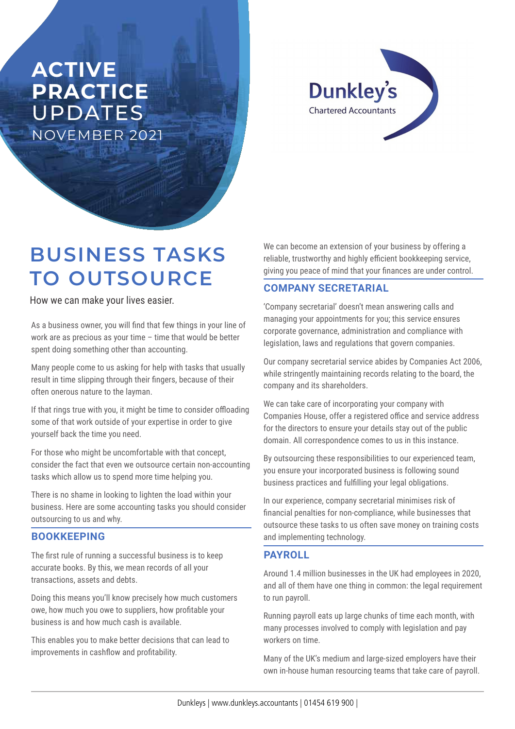# ACTIVE PRACTICE UPDATES

NOVEMBER 2021

Dunkley's
Chartered Accountants

## BUSINESS TASKS TO OUTSOURCE

How we can make your lives easier.

As a business owner, you will find that few things in your line of work are as precious as your time – time that would be better spent doing something other than accounting.

Many people come to us asking for help with tasks that usually result in time slipping through their fingers, because of their often onerous nature to the layman.

If that rings true with you, it might be time to consider offloading some of that work outside of your expertise in order to give yourself back the time you need.

For those who might be uncomfortable with that concept, consider the fact that even we outsource certain non-accounting tasks which allow us to spend more time helping you.

There is no shame in looking to lighten the load within your business. Here are some accounting tasks you should consider outsourcing to us and why.

### BOOKKEEPING

The first rule of running a successful business is to keep accurate books. By this, we mean records of all your transactions, assets and debts.

Doing this means you'll know precisely how much customers owe, how much you owe to suppliers, how profitable your business is and how much cash is available.

This enables you to make better decisions that can lead to improvements in cashflow and profitability.

We can become an extension of your business by offering a reliable, trustworthy and highly efficient bookkeeping service, giving you peace of mind that your finances are under control.

### COMPANY SECRETARIAL

'Company secretarial' doesn't mean answering calls and managing your appointments for you; this service ensures corporate governance, administration and compliance with legislation, laws and regulations that govern companies.

Our company secretarial service abides by Companies Act 2006, while stringently maintaining records relating to the board, the company and its shareholders.

We can take care of incorporating your company with Companies House, offer a registered office and service address for the directors to ensure your details stay out of the public domain. All correspondence comes to us in this instance.

By outsourcing these responsibilities to our experienced team, you ensure your incorporated business is following sound business practices and fulfilling your legal obligations.

In our experience, company secretarial minimises risk of financial penalties for non-compliance, while businesses that outsource these tasks to us often save money on training costs and implementing technology.

### PAYROLL

Around 1.4 million businesses in the UK had employees in 2020, and all of them have one thing in common: the legal requirement to run payroll.

Running payroll eats up large chunks of time each month, with many processes involved to comply with legislation and pay workers on time.

Many of the UK's medium and large-sized employers have their own in-house human resourcing teams that take care of payroll.

Dunkleys | www.dunkleys.accountants | 01454 619 900 |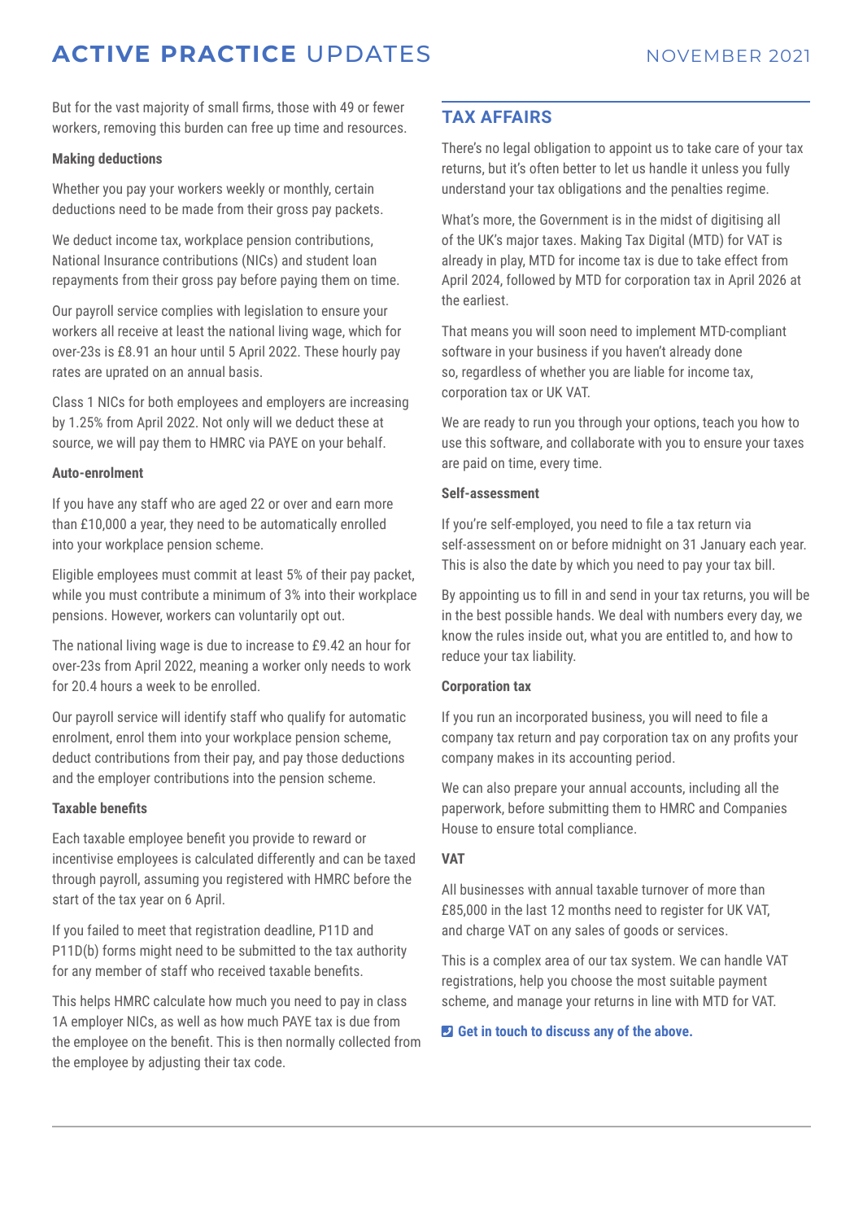But for the vast majority of small firms, those with 49 or fewer workers, removing this burden can free up time and resources.

### Making deductions

Whether you pay your workers weekly or monthly, certain deductions need to be made from their gross pay packets.

We deduct income tax, workplace pension contributions, National Insurance contributions (NICs) and student loan repayments from their gross pay before paying them on time.

Our payroll service complies with legislation to ensure your workers all receive at least the national living wage, which for over-23s is £8.91 an hour until 5 April 2022. These hourly pay rates are uprated on an annual basis.

Class 1 NICs for both employees and employers are increasing by 1.25% from April 2022. Not only will we deduct these at source, we will pay them to HMRC via PAYE on your behalf.

### Auto-enrolment

If you have any staff who are aged 22 or over and earn more than £10,000 a year, they need to be automatically enrolled into your workplace pension scheme.

Eligible employees must commit at least 5% of their pay packet, while you must contribute a minimum of 3% into their workplace pensions. However, workers can voluntarily opt out.

The national living wage is due to increase to £9.42 an hour for over-23s from April 2022, meaning a worker only needs to work for 20.4 hours a week to be enrolled.

Our payroll service will identify staff who qualify for automatic enrolment, enrol them into your workplace pension scheme, deduct contributions from their pay, and pay those deductions and the employer contributions into the pension scheme.

### Taxable benefits

Each taxable employee benefit you provide to reward or incentivise employees is calculated differently and can be taxed through payroll, assuming you registered with HMRC before the start of the tax year on 6 April.

If you failed to meet that registration deadline, P11D and P11D(b) forms might need to be submitted to the tax authority for any member of staff who received taxable benefits.

This helps HMRC calculate how much you need to pay in class 1A employer NICs, as well as how much PAYE tax is due from the employee on the benefit. This is then normally collected from the employee by adjusting their tax code.

## TAX AFFAIRS

There's no legal obligation to appoint us to take care of your tax returns, but it's often better to let us handle it unless you fully understand your tax obligations and the penalties regime.

What's more, the Government is in the midst of digitising all of the UK's major taxes. Making Tax Digital (MTD) for VAT is already in play, MTD for income tax is due to take effect from April 2024, followed by MTD for corporation tax in April 2026 at the earliest.

That means you will soon need to implement MTD-compliant software in your business if you haven't already done so, regardless of whether you are liable for income tax, corporation tax or UK VAT.

We are ready to run you through your options, teach you how to use this software, and collaborate with you to ensure your taxes are paid on time, every time.

### Self-assessment

If you're self-employed, you need to file a tax return via self-assessment on or before midnight on 31 January each year. This is also the date by which you need to pay your tax bill.

By appointing us to fill in and send in your tax returns, you will be in the best possible hands. We deal with numbers every day, we know the rules inside out, what you are entitled to, and how to reduce your tax liability.

### Corporation tax

If you run an incorporated business, you will need to file a company tax return and pay corporation tax on any profits your company makes in its accounting period.

We can also prepare your annual accounts, including all the paperwork, before submitting them to HMRC and Companies House to ensure total compliance.

### VAT

All businesses with annual taxable turnover of more than £85,000 in the last 12 months need to register for UK VAT, and charge VAT on any sales of goods or services.

This is a complex area of our tax system. We can handle VAT registrations, help you choose the most suitable payment scheme, and manage your returns in line with MTD for VAT.

**Get in touch to discuss any of the above.**